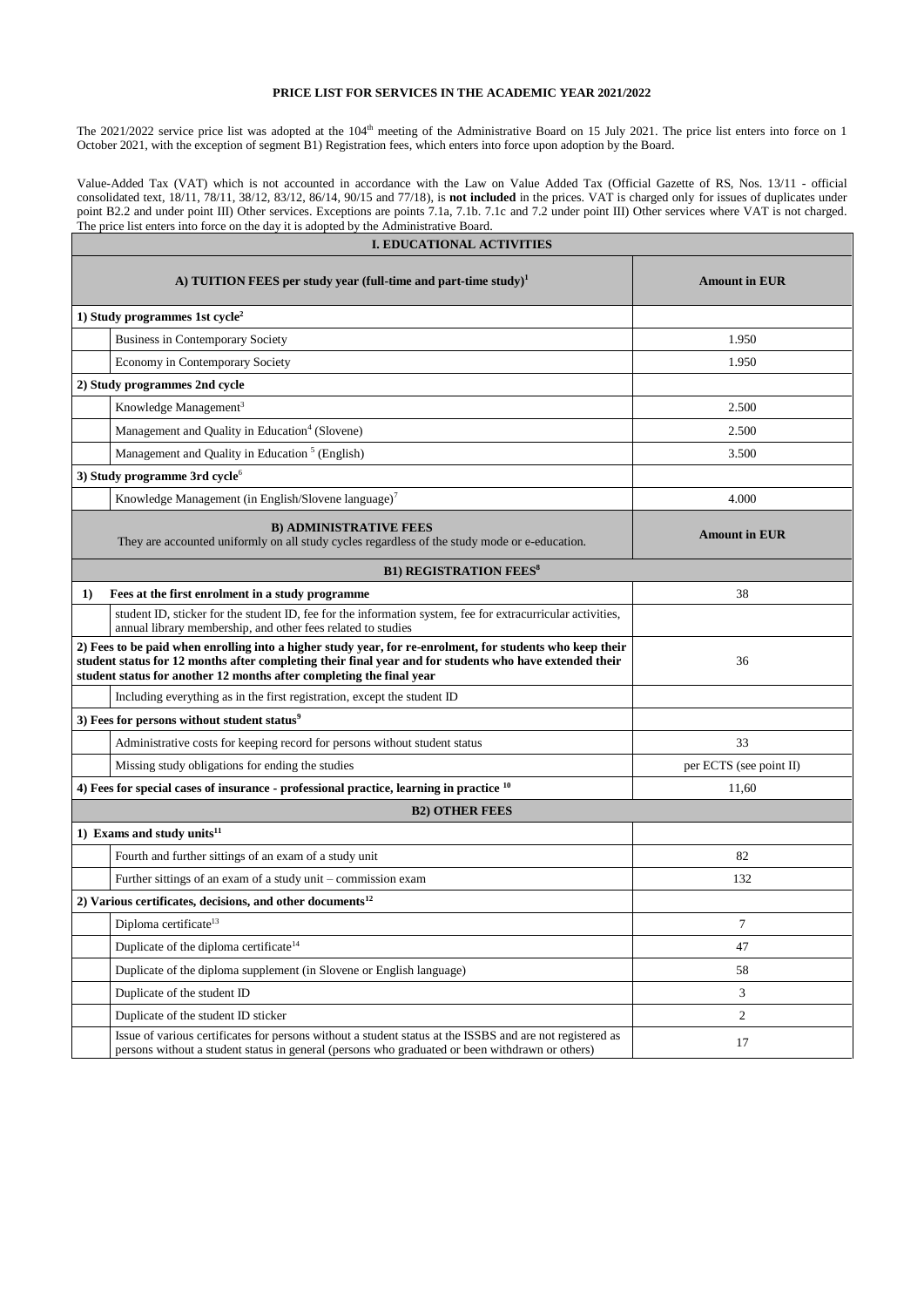# PRICE LIST FOR SERVICES IN THE ACADEMIC YEAR 2021/2022

The 2021/2022 service price list was adopted at the 104th meeting of the Administrative Board on 15 July 2021. The price list enters into force on 1 October 2021, with the exception of segment B1) Registration fees, which enters into force upon adoption by the Board.

Value-Added Tax (VAT) which is not accounted in accordance with the Law on Value Added Tax (Official Gazette of RS, Nos. 13/11 - official consolidated text, 18/11, 78/11, 38/12, 83/12, 86/14, 90/15 and 77/18), is **not included** in the prices. VAT is charged only for issues of duplicates under point B2.2 and under point III) Other services. Exceptions are points 7.1a, 7.1b. 7.1c and 7.2 under point III) Other services where VAT is not charged. The price list enters into force on the day it is adopted by the Administrative Board.

| **I. EDUCATIONAL ACTIVITIES** | | |
|---|---|---|
| **A) TUITION FEES per study year (full-time and part-time study)[1]** | | **Amount in EUR** |
| **1) Study programmes 1st cycle[2]** | | |
| | Business in Contemporary Society | 1.950 |
| | Economy in Contemporary Society | 1.950 |
| **2) Study programmes 2nd cycle** | | |
| | Knowledge Management[3] | 2.500 |
| | Management and Quality in Education[4] (Slovene) | 2.500 |
| | Management and Quality in Education [5] (English) | 3.500 |
| **3) Study programme 3rd cycle[6]** | | |
| | Knowledge Management (in English/Slovene language)[7] | 4.000 |
| **B) ADMINISTRATIVE FEES** They are accounted uniformly on all study cycles regardless of the study mode or e-education. | | **Amount in EUR** |
| **B1) REGISTRATION FEES[8]** | | |
| **1)** | **Fees at the first enrolment in a study programme** | 38 |
| | student ID, sticker for the student ID, fee for the information system, fee for extracurricular activities, annual library membership, and other fees related to studies | |
| **2) Fees to be paid when enrolling into a higher study year, for re-enrolment, for students who keep their student status for 12 months after completing their final year and for students who have extended their student status for another 12 months after completing the final year** | | 36 |
| | Including everything as in the first registration, except the student ID | |
| **3) Fees for persons without student status[9]** | | |
| | Administrative costs for keeping record for persons without student status | 33 |
| | Missing study obligations for ending the studies | per ECTS (see point II) |
| **4) Fees for special cases of insurance - professional practice, learning in practice [10]** | | 11,60 |
| **B2) OTHER FEES** | | |
| **1) Exams and study units[11]** | | |
| | Fourth and further sittings of an exam of a study unit | 82 |
| | Further sittings of an exam of a study unit – commission exam | 132 |
| **2) Various certificates, decisions, and other documents[12]** | | |
| | Diploma certificate[13] | 7 |
| | Duplicate of the diploma certificate[14] | 47 |
| | Duplicate of the diploma supplement (in Slovene or English language) | 58 |
| | Duplicate of the student ID | 3 |
| | Duplicate of the student ID sticker | 2 |
| | Issue of various certificates for persons without a student status at the ISSBS and are not registered as persons without a student status in general (persons who graduated or been withdrawn or others) | 17 |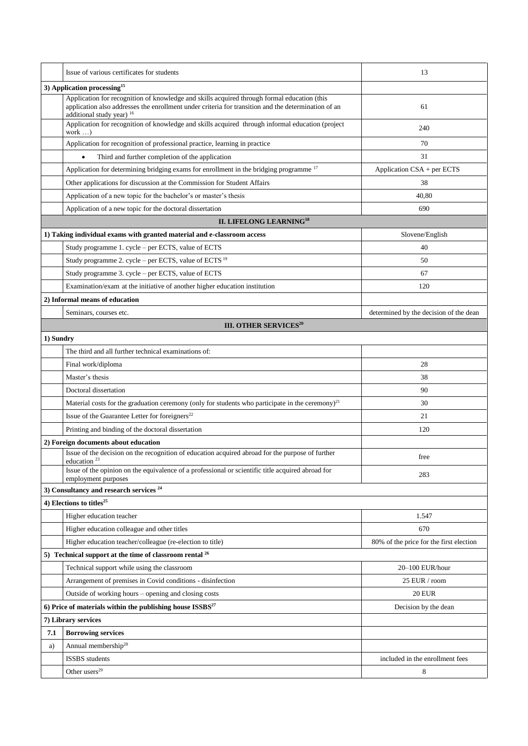| | | |
|---|---|---|
| | Issue of various certificates for students | 13 |
| **3) Application processing[15]** | | |
| | Application for recognition of knowledge and skills acquired through formal education (this application also addresses the enrollment under criteria for transition and the determination of an additional study year) [16] | 61 |
| | Application for recognition of knowledge and skills acquired through informal education (project work …) | 240 |
| | Application for recognition of professional practice, learning in practice | 70 |
| | • Third and further completion of the application | 31 |
| | Application for determining bridging exams for enrollment in the bridging programme [17] | Application CSA + per ECTS |
| | Other applications for discussion at the Commission for Student Affairs | 38 |
| | Application of a new topic for the bachelor's or master's thesis | 40,80 |
| | Application of a new topic for the doctoral dissertation | 690 |
| **II. LIFELONG LEARNING[18]** | | |
| **1) Taking individual exams with granted material and e-classroom access** | | Slovene/English |
| | Study programme 1. cycle – per ECTS, value of ECTS | 40 |
| | Study programme 2. cycle – per ECTS, value of ECTS [19] | 50 |
| | Study programme 3. cycle – per ECTS, value of ECTS | 67 |
| | Examination/exam at the initiative of another higher education institution | 120 |
| **2) Informal means of education** | | |
| | Seminars, courses etc. | determined by the decision of the dean |
| **III. OTHER SERVICES[20]** | | |
| **1) Sundry** | | |
| | The third and all further technical examinations of: | |
| | Final work/diploma | 28 |
| | Master's thesis | 38 |
| | Doctoral dissertation | 90 |
| | Material costs for the graduation ceremony (only for students who participate in the ceremony)[21] | 30 |
| | Issue of the Guarantee Letter for foreigners[22] | 21 |
| | Printing and binding of the doctoral dissertation | 120 |
| **2) Foreign documents about education** | | |
| | Issue of the decision on the recognition of education acquired abroad for the purpose of further education [23] | free |
| | Issue of the opinion on the equivalence of a professional or scientific title acquired abroad for employment purposes | 283 |
| **3) Consultancy and research services [24]** | | |
| **4) Elections to titles[25]** | | |
| | Higher education teacher | 1.547 |
| | Higher education colleague and other titles | 670 |
| | Higher education teacher/colleague (re-election to title) | 80% of the price for the first election |
| **5) Technical support at the time of classroom rental [26]** | | |
| | Technical support while using the classroom | 20–100 EUR/hour |
| | Arrangement of premises in Covid conditions - disinfection | 25 EUR / room |
| | Outside of working hours – opening and closing costs | 20 EUR |
| **6) Price of materials within the publishing house ISSBS[27]** | | Decision by the dean |
| **7) Library services** | | |
| **7.1** | **Borrowing services** | |
| a) | Annual membership[28] | |
| | ISSBS students | included in the enrollment fees |
| | Other users[29] | 8 |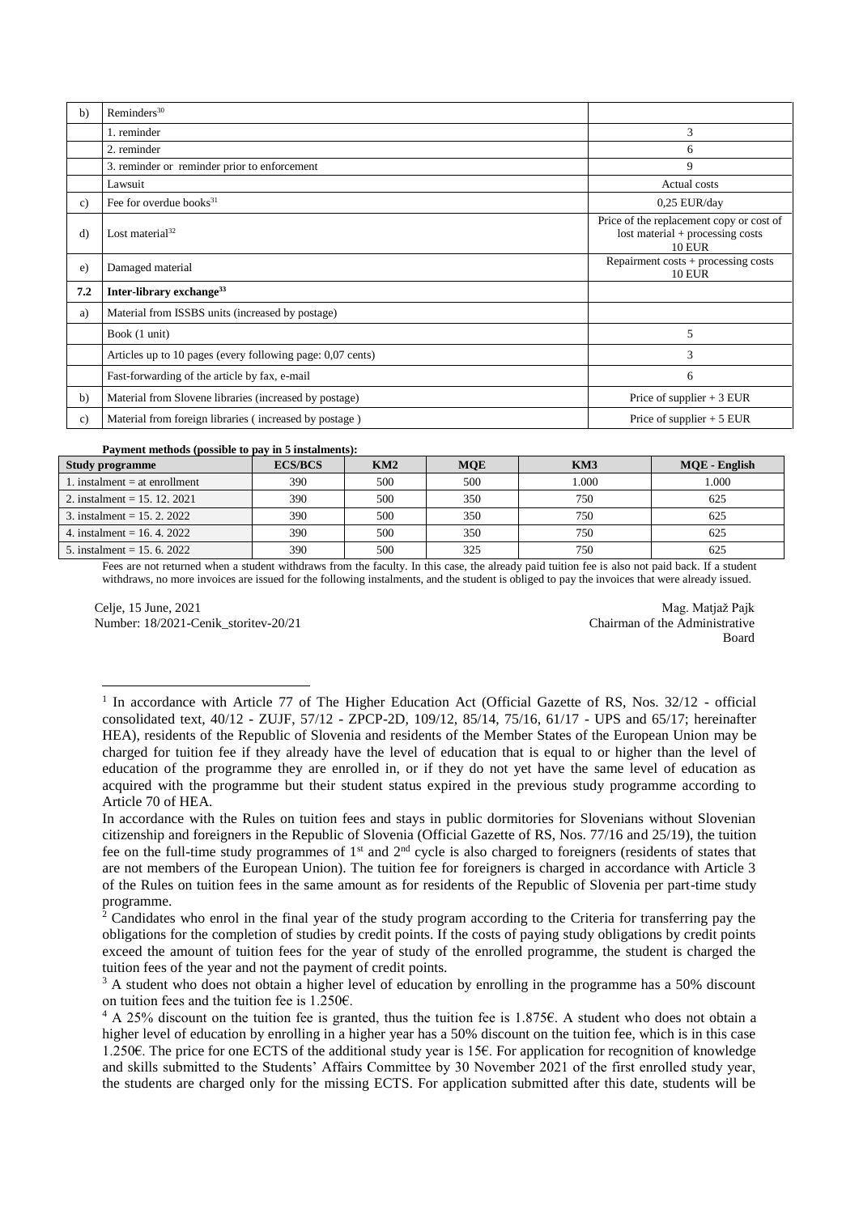| | | |
|---|---|---|
| b) | Reminders[30] | |
| | 1. reminder | 3 |
| | 2. reminder | 6 |
| | 3. reminder or reminder prior to enforcement | 9 |
| | Lawsuit | Actual costs |
| c) | Fee for overdue books[31] | 0,25 EUR/day |
| d) | Lost material[32] | Price of the replacement copy or cost of lost material + processing costs 10 EUR |
| e) | Damaged material | Repairment costs + processing costs 10 EUR |
| **7.2** | **Inter-library exchange[33]** | |
| a) | Material from ISSBS units (increased by postage) | |
| | Book (1 unit) | 5 |
| | Articles up to 10 pages (every following page: 0,07 cents) | 3 |
| | Fast-forwarding of the article by fax, e-mail | 6 |
| b) | Material from Slovene libraries (increased by postage) | Price of supplier + 3 EUR |
| c) | Material from foreign libraries ( increased by postage ) | Price of supplier + 5 EUR |

**Payment methods (possible to pay in 5 instalments):**

| Study programme | ECS/BCS | KM2 | MQE | KM3 | MQE - English |
|---|---|---|---|---|---|
| 1. instalment = at enrollment | 390 | 500 | 500 | 1.000 | 1.000 |
| 2. instalment = 15. 12. 2021 | 390 | 500 | 350 | 750 | 625 |
| 3. instalment = 15. 2. 2022 | 390 | 500 | 350 | 750 | 625 |
| 4. instalment = 16. 4. 2022 | 390 | 500 | 350 | 750 | 625 |
| 5. instalment = 15. 6. 2022 | 390 | 500 | 325 | 750 | 625 |

Fees are not returned when a student withdraws from the faculty. In this case, the already paid tuition fee is also not paid back. If a student withdraws, no more invoices are issued for the following instalments, and the student is obliged to pay the invoices that were already issued.

Celje, 15 June, 2021
Number: 18/2021-Cenik_storitev-20/21

Mag. Matjaž Pajk
Chairman of the Administrative Board

---

[1] In accordance with Article 77 of The Higher Education Act (Official Gazette of RS, Nos. 32/12 - official consolidated text, 40/12 - ZUJF, 57/12 - ZPCP-2D, 109/12, 85/14, 75/16, 61/17 - UPS and 65/17; hereinafter HEA), residents of the Republic of Slovenia and residents of the Member States of the European Union may be charged for tuition fee if they already have the level of education that is equal to or higher than the level of education of the programme they are enrolled in, or if they do not yet have the same level of education as acquired with the programme but their student status expired in the previous study programme according to Article 70 of HEA.

In accordance with the Rules on tuition fees and stays in public dormitories for Slovenians without Slovenian citizenship and foreigners in the Republic of Slovenia (Official Gazette of RS, Nos. 77/16 and 25/19), the tuition fee on the full-time study programmes of 1st and 2nd cycle is also charged to foreigners (residents of states that are not members of the European Union). The tuition fee for foreigners is charged in accordance with Article 3 of the Rules on tuition fees in the same amount as for residents of the Republic of Slovenia per part-time study programme.

[2] Candidates who enrol in the final year of the study program according to the Criteria for transferring pay the obligations for the completion of studies by credit points. If the costs of paying study obligations by credit points exceed the amount of tuition fees for the year of study of the enrolled programme, the student is charged the tuition fees of the year and not the payment of credit points.

[3] A student who does not obtain a higher level of education by enrolling in the programme has a 50% discount on tuition fees and the tuition fee is 1.250€.

[4] A 25% discount on the tuition fee is granted, thus the tuition fee is 1.875€. A student who does not obtain a higher level of education by enrolling in a higher year has a 50% discount on the tuition fee, which is in this case 1.250€. The price for one ECTS of the additional study year is 15€. For application for recognition of knowledge and skills submitted to the Students' Affairs Committee by 30 November 2021 of the first enrolled study year, the students are charged only for the missing ECTS. For application submitted after this date, students will be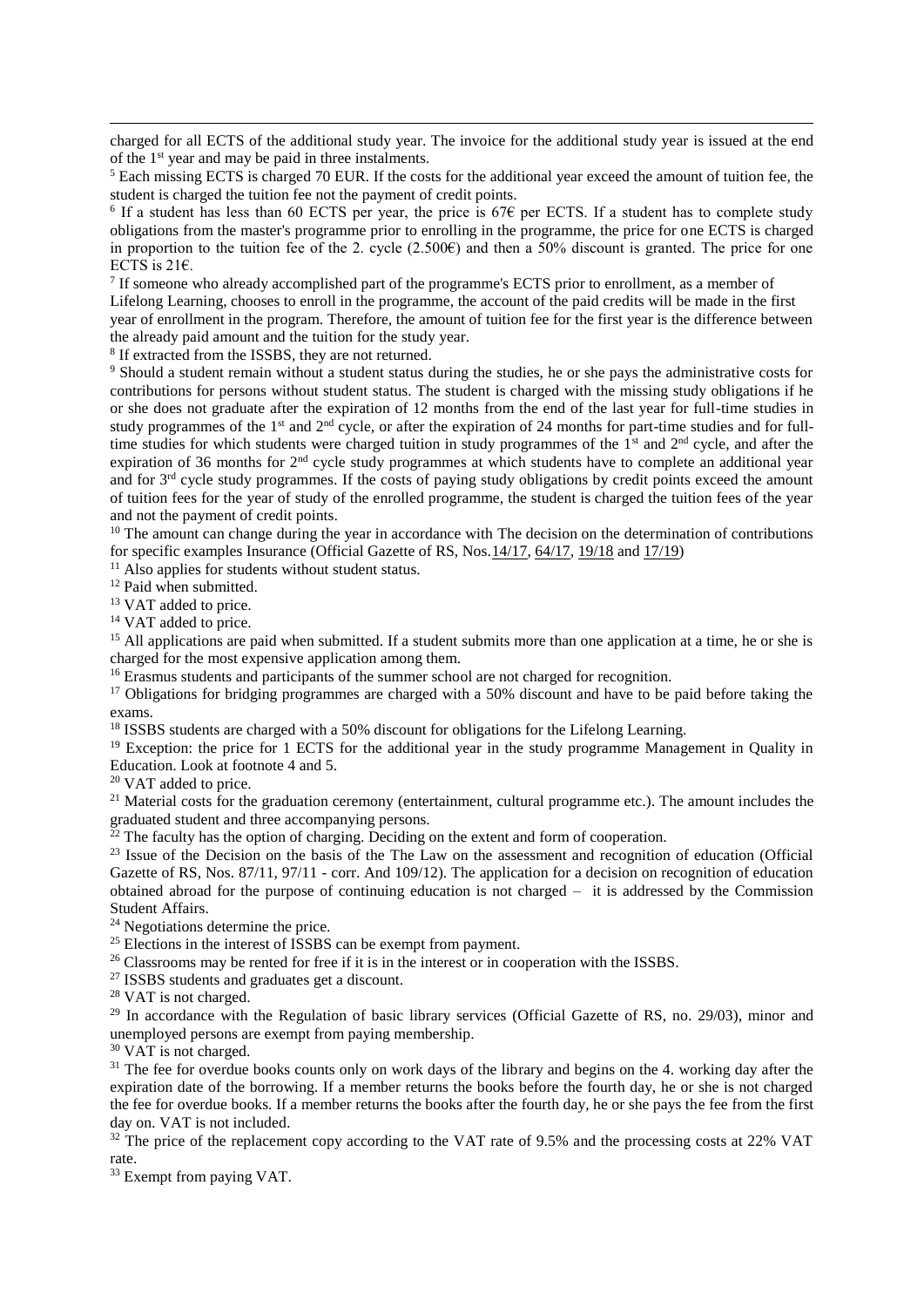charged for all ECTS of the additional study year. The invoice for the additional study year is issued at the end of the 1st year and may be paid in three instalments.

[5] Each missing ECTS is charged 70 EUR. If the costs for the additional year exceed the amount of tuition fee, the student is charged the tuition fee not the payment of credit points.

[6] If a student has less than 60 ECTS per year, the price is 67€ per ECTS. If a student has to complete study obligations from the master's programme prior to enrolling in the programme, the price for one ECTS is charged in proportion to the tuition fee of the 2. cycle (2.500€) and then a 50% discount is granted. The price for one ECTS is 21€.

[7] If someone who already accomplished part of the programme's ECTS prior to enrollment, as a member of Lifelong Learning, chooses to enroll in the programme, the account of the paid credits will be made in the first year of enrollment in the program. Therefore, the amount of tuition fee for the first year is the difference between the already paid amount and the tuition for the study year.

[8] If extracted from the ISSBS, they are not returned.

[9] Should a student remain without a student status during the studies, he or she pays the administrative costs for contributions for persons without student status. The student is charged with the missing study obligations if he or she does not graduate after the expiration of 12 months from the end of the last year for full-time studies in study programmes of the 1st and 2nd cycle, or after the expiration of 24 months for part-time studies and for full-time studies for which students were charged tuition in study programmes of the 1st and 2nd cycle, and after the expiration of 36 months for 2nd cycle study programmes at which students have to complete an additional year and for 3rd cycle study programmes. If the costs of paying study obligations by credit points exceed the amount of tuition fees for the year of study of the enrolled programme, the student is charged the tuition fees of the year and not the payment of credit points.

[10] The amount can change during the year in accordance with The decision on the determination of contributions for specific examples Insurance (Official Gazette of RS, Nos. 14/17, 64/17, 19/18 and 17/19)

[11] Also applies for students without student status.

[12] Paid when submitted.

[13] VAT added to price.

[14] VAT added to price.

[15] All applications are paid when submitted. If a student submits more than one application at a time, he or she is charged for the most expensive application among them.

[16] Erasmus students and participants of the summer school are not charged for recognition.

[17] Obligations for bridging programmes are charged with a 50% discount and have to be paid before taking the exams.

[18] ISSBS students are charged with a 50% discount for obligations for the Lifelong Learning.

[19] Exception: the price for 1 ECTS for the additional year in the study programme Management in Quality in Education. Look at footnote 4 and 5.

[20] VAT added to price.

[21] Material costs for the graduation ceremony (entertainment, cultural programme etc.). The amount includes the graduated student and three accompanying persons.

[22] The faculty has the option of charging. Deciding on the extent and form of cooperation.

[23] Issue of the Decision on the basis of the The Law on the assessment and recognition of education (Official Gazette of RS, Nos. 87/11, 97/11 - corr. And 109/12). The application for a decision on recognition of education obtained abroad for the purpose of continuing education is not charged – it is addressed by the Commission Student Affairs.

[24] Negotiations determine the price.

[25] Elections in the interest of ISSBS can be exempt from payment.

[26] Classrooms may be rented for free if it is in the interest or in cooperation with the ISSBS.

[27] ISSBS students and graduates get a discount.

[28] VAT is not charged.

[29] In accordance with the Regulation of basic library services (Official Gazette of RS, no. 29/03), minor and unemployed persons are exempt from paying membership.

[30] VAT is not charged.

[31] The fee for overdue books counts only on work days of the library and begins on the 4. working day after the expiration date of the borrowing. If a member returns the books before the fourth day, he or she is not charged the fee for overdue books. If a member returns the books after the fourth day, he or she pays the fee from the first day on. VAT is not included.

[32] The price of the replacement copy according to the VAT rate of 9.5% and the processing costs at 22% VAT rate.

[33] Exempt from paying VAT.